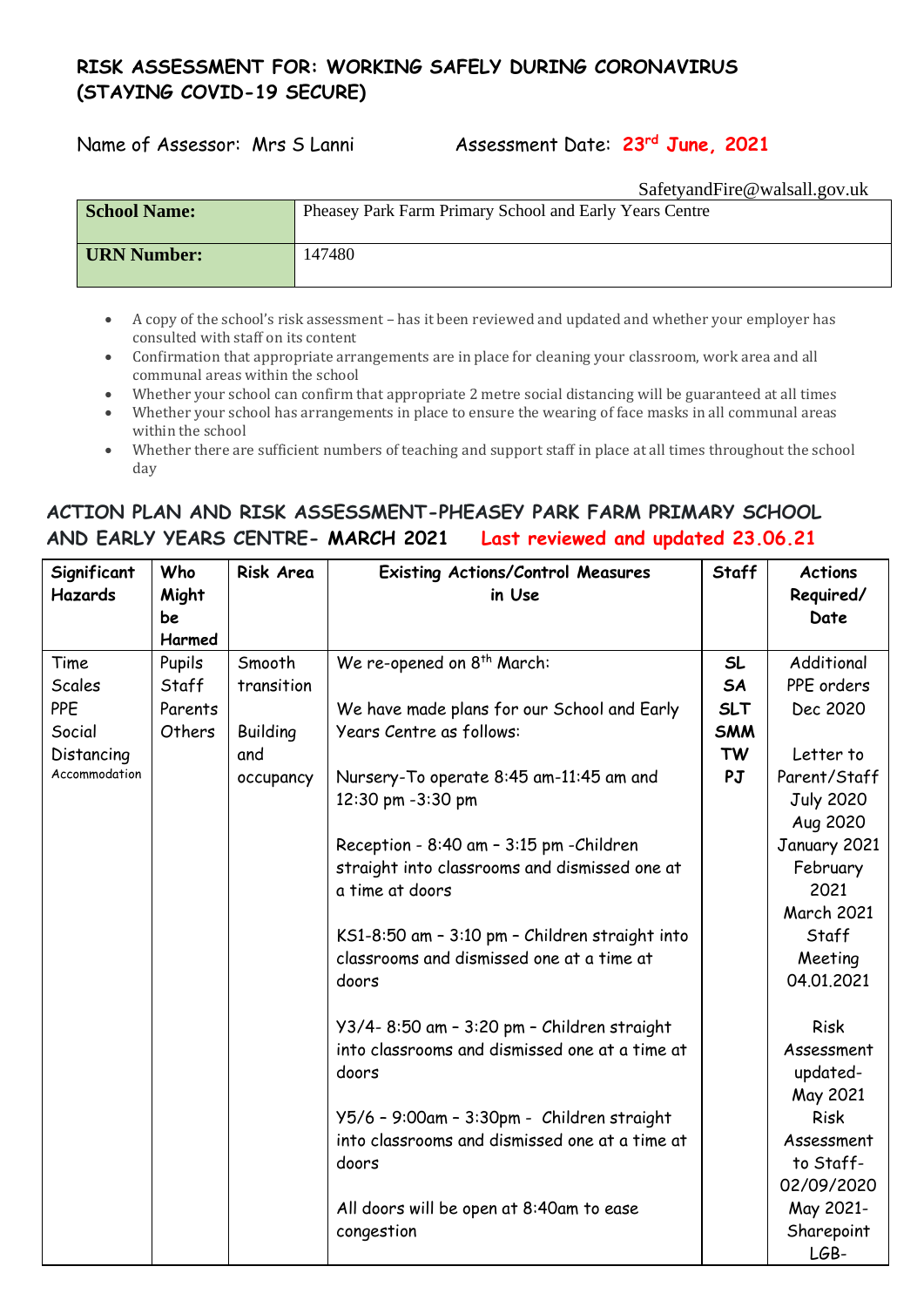# RISK ASSESSMENT FOR: WORKING SAFELY DURING CORONAVIRUS (STAYING COVID-19 SECURE)

Name of Assessor: Mrs S Lanni Assessment Date: **23rd June, 2021**

SafetyandFire@walsall.gov.uk

| **School Name:** | Pheasey Park Farm Primary School and Early Years Centre |
|---|---|
| **URN Number:** | 147480 |

- A copy of the school's risk assessment – has it been reviewed and updated and whether your employer has consulted with staff on its content
- Confirmation that appropriate arrangements are in place for cleaning your classroom, work area and all communal areas within the school
- Whether your school can confirm that appropriate 2 metre social distancing will be guaranteed at all times
- Whether your school has arrangements in place to ensure the wearing of face masks in all communal areas within the school
- Whether there are sufficient numbers of teaching and support staff in place at all times throughout the school day

## ACTION PLAN AND RISK ASSESSMENT-PHEASEY PARK FARM PRIMARY SCHOOL AND EARLY YEARS CENTRE- MARCH 2021 Last reviewed and updated 23.06.21

| Significant Hazards | Who Might be Harmed | Risk Area | Existing Actions/Control Measures in Use | Staff | Actions Required/ Date |
|---|---|---|---|---|---|
| Time Scales<br>PPE<br>Social Distancing<br>Accommodation | Pupils<br>Staff<br>Parents<br>Others | Smooth transition<br><br>Building and occupancy | We re-opened on 8th March:<br><br>We have made plans for our School and Early Years Centre as follows:<br><br>Nursery-To operate 8:45 am-11:45 am and 12:30 pm -3:30 pm<br><br>Reception - 8:40 am – 3:15 pm -Children straight into classrooms and dismissed one at a time at doors<br><br>KS1-8:50 am – 3:10 pm – Children straight into classrooms and dismissed one at a time at doors<br><br>Y3/4- 8:50 am – 3:20 pm – Children straight into classrooms and dismissed one at a time at doors<br><br>Y5/6 – 9:00am – 3:30pm - Children straight into classrooms and dismissed one at a time at doors<br><br>All doors will be open at 8:40am to ease congestion | **SL**<br>**SA**<br>**SLT**<br>**SMM**<br>**TW**<br>**PJ** | Additional PPE orders Dec 2020<br><br>Letter to Parent/Staff July 2020 Aug 2020 January 2021 February 2021 March 2021<br>Staff Meeting 04.01.2021<br><br>Risk Assessment updated- May 2021<br>Risk Assessment to Staff- 02/09/2020<br>May 2021- Sharepoint LGB- |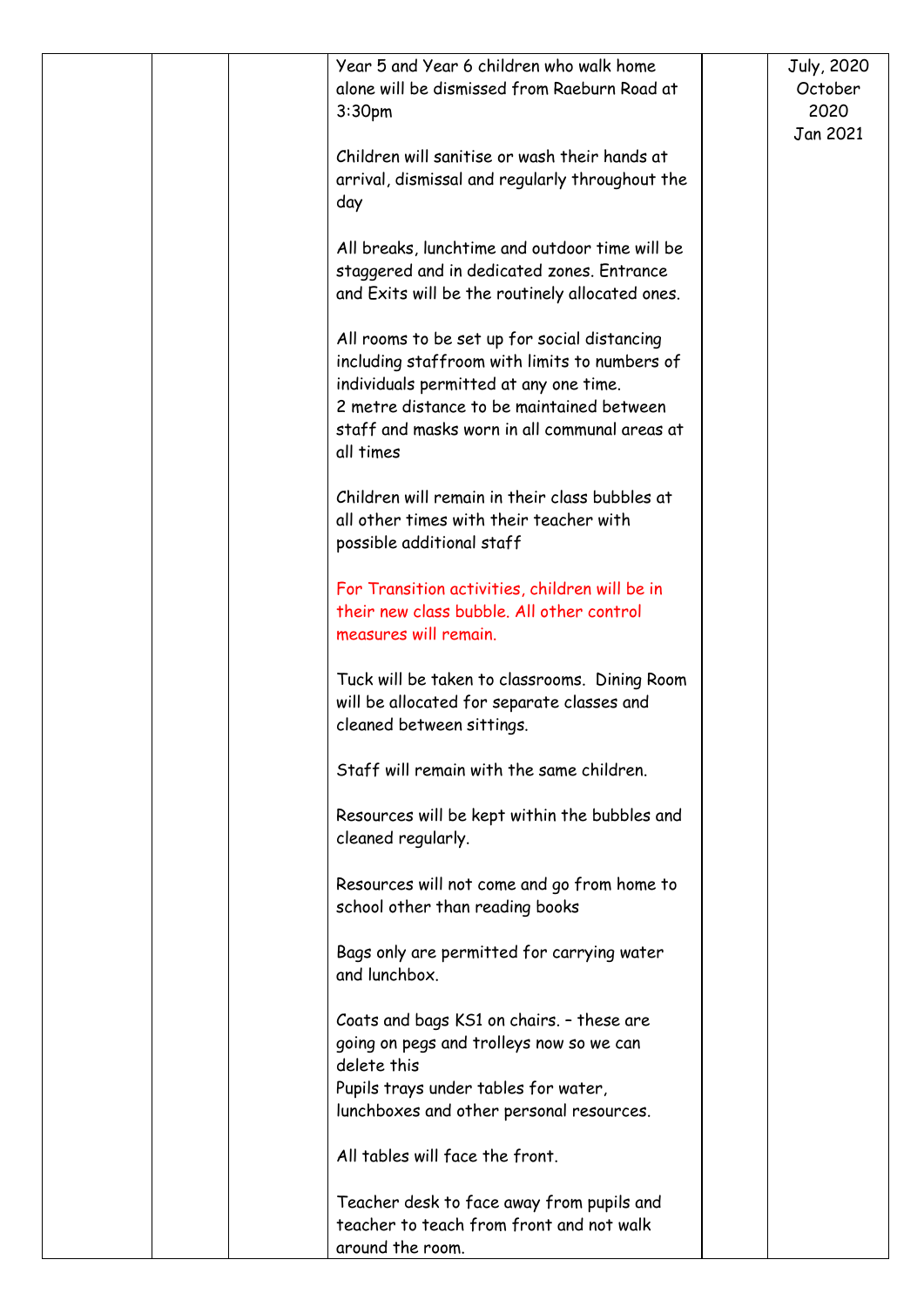|  |  |  | Year 5 and Year 6 children who walk home alone will be dismissed from Raeburn Road at 3:30pm<br><br>Children will sanitise or wash their hands at arrival, dismissal and regularly throughout the day<br><br>All breaks, lunchtime and outdoor time will be staggered and in dedicated zones. Entrance and Exits will be the routinely allocated ones.<br><br>All rooms to be set up for social distancing including staffroom with limits to numbers of individuals permitted at any one time.<br>2 metre distance to be maintained between staff and masks worn in all communal areas at all times<br><br>Children will remain in their class bubbles at all other times with their teacher with possible additional staff<br><br>For Transition activities, children will be in their new class bubble. All other control measures will remain.<br><br>Tuck will be taken to classrooms. Dining Room will be allocated for separate classes and cleaned between sittings.<br><br>Staff will remain with the same children.<br><br>Resources will be kept within the bubbles and cleaned regularly.<br><br>Resources will not come and go from home to school other than reading books<br><br>Bags only are permitted for carrying water and lunchbox.<br><br>Coats and bags KS1 on chairs. – these are going on pegs and trolleys now so we can delete this<br>Pupils trays under tables for water, lunchboxes and other personal resources.<br><br>All tables will face the front.<br><br>Teacher desk to face away from pupils and teacher to teach from front and not walk around the room. |  | July, 2020<br>October 2020<br>Jan 2021 |
|---|---|---|---|---|---|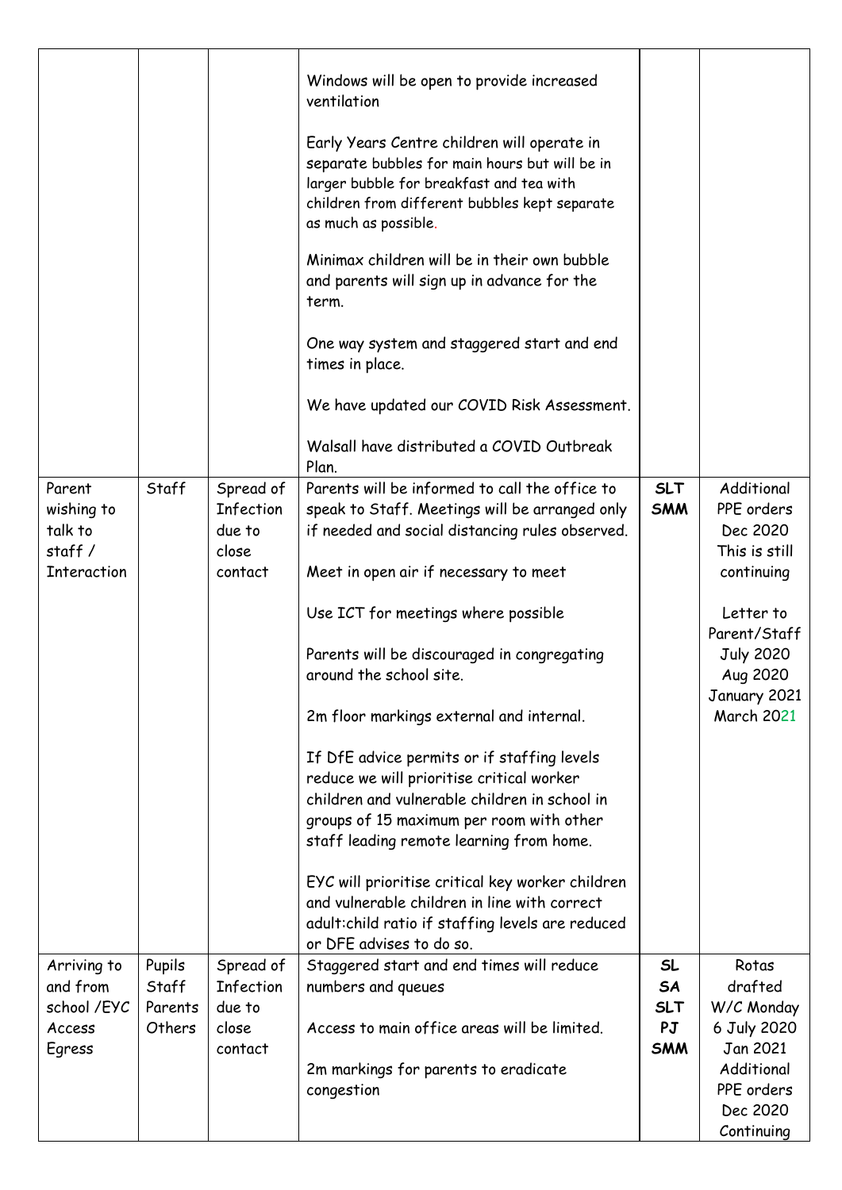| | | | | | |
|---|---|---|---|---|---|
| | | | Windows will be open to provide increased ventilation<br><br>Early Years Centre children will operate in separate bubbles for main hours but will be in larger bubble for breakfast and tea with children from different bubbles kept separate as much as possible.<br><br>Minimax children will be in their own bubble and parents will sign up in advance for the term.<br><br>One way system and staggered start and end times in place.<br><br>We have updated our COVID Risk Assessment.<br><br>Walsall have distributed a COVID Outbreak Plan. | | |
| Parent wishing to talk to staff / Interaction | Staff | Spread of Infection due to close contact | Parents will be informed to call the office to speak to Staff. Meetings will be arranged only if needed and social distancing rules observed.<br><br>Meet in open air if necessary to meet<br><br>Use ICT for meetings where possible<br><br>Parents will be discouraged in congregating around the school site.<br><br>2m floor markings external and internal.<br><br>If DfE advice permits or if staffing levels reduce we will prioritise critical worker children and vulnerable children in school in groups of 15 maximum per room with other staff leading remote learning from home.<br><br>EYC will prioritise critical key worker children and vulnerable children in line with correct adult:child ratio if staffing levels are reduced or DFE advises to do so. | **SLT**<br>**SMM** | Additional PPE orders Dec 2020 This is still continuing<br><br>Letter to Parent/Staff July 2020 Aug 2020 January 2021 March 2021 |
| Arriving to and from school /EYC Access Egress | Pupils Staff Parents Others | Spread of Infection due to close contact | Staggered start and end times will reduce numbers and queues<br><br>Access to main office areas will be limited.<br><br>2m markings for parents to eradicate congestion | **SL**<br>**SA**<br>**SLT**<br>**PJ**<br>**SMM** | Rotas drafted W/C Monday 6 July 2020 Jan 2021 Additional PPE orders Dec 2020 Continuing |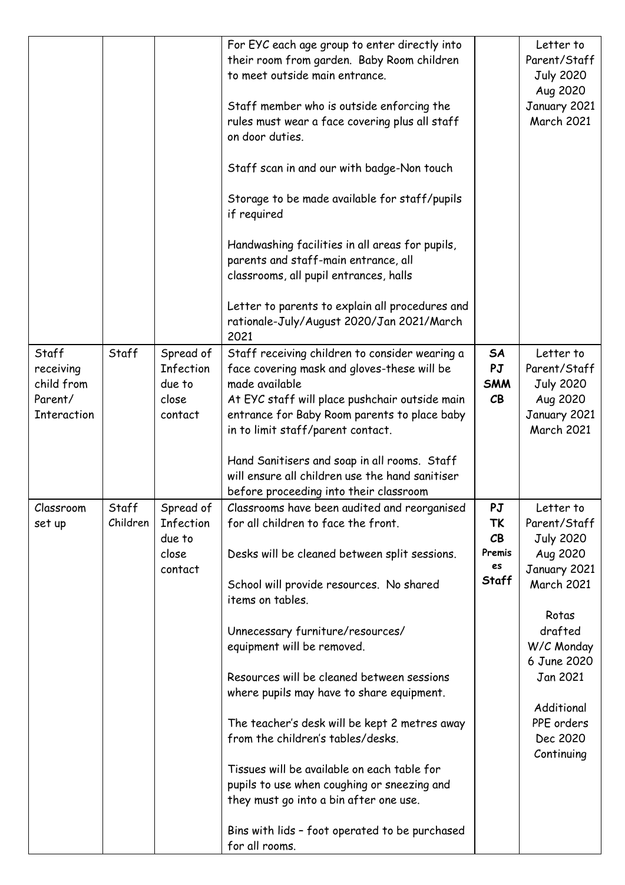| | | | | | |
|---|---|---|---|---|---|
| | | | For EYC each age group to enter directly into their room from garden. Baby Room children to meet outside main entrance.<br><br>Staff member who is outside enforcing the rules must wear a face covering plus all staff on door duties.<br><br>Staff scan in and our with badge-Non touch<br><br>Storage to be made available for staff/pupils if required<br><br>Handwashing facilities in all areas for pupils, parents and staff-main entrance, all classrooms, all pupil entrances, halls<br><br>Letter to parents to explain all procedures and rationale-July/August 2020/Jan 2021/March 2021 | | Letter to Parent/Staff July 2020 Aug 2020 January 2021 March 2021 |
| Staff receiving child from Parent/ Interaction | Staff | Spread of Infection due to close contact | Staff receiving children to consider wearing a face covering mask and gloves-these will be made available<br>At EYC staff will place pushchair outside main entrance for Baby Room parents to place baby in to limit staff/parent contact.<br><br>Hand Sanitisers and soap in all rooms. Staff will ensure all children use the hand sanitiser before proceeding into their classroom | **SA PJ SMM CB** | Letter to Parent/Staff July 2020 Aug 2020 January 2021 March 2021 |
| Classroom set up | Staff Children | Spread of Infection due to close contact | Classrooms have been audited and reorganised for all children to face the front.<br><br>Desks will be cleaned between split sessions.<br><br>School will provide resources. No shared items on tables.<br><br>Unnecessary furniture/resources/ equipment will be removed.<br><br>Resources will be cleaned between sessions where pupils may have to share equipment.<br><br>The teacher's desk will be kept 2 metres away from the children's tables/desks.<br><br>Tissues will be available on each table for pupils to use when coughing or sneezing and they must go into a bin after one use.<br><br>Bins with lids – foot operated to be purchased for all rooms. | **PJ TK CB Premises Staff** | Letter to Parent/Staff July 2020 Aug 2020 January 2021 March 2021<br><br>Rotas drafted W/C Monday 6 June 2020 Jan 2021<br><br>Additional PPE orders Dec 2020 Continuing |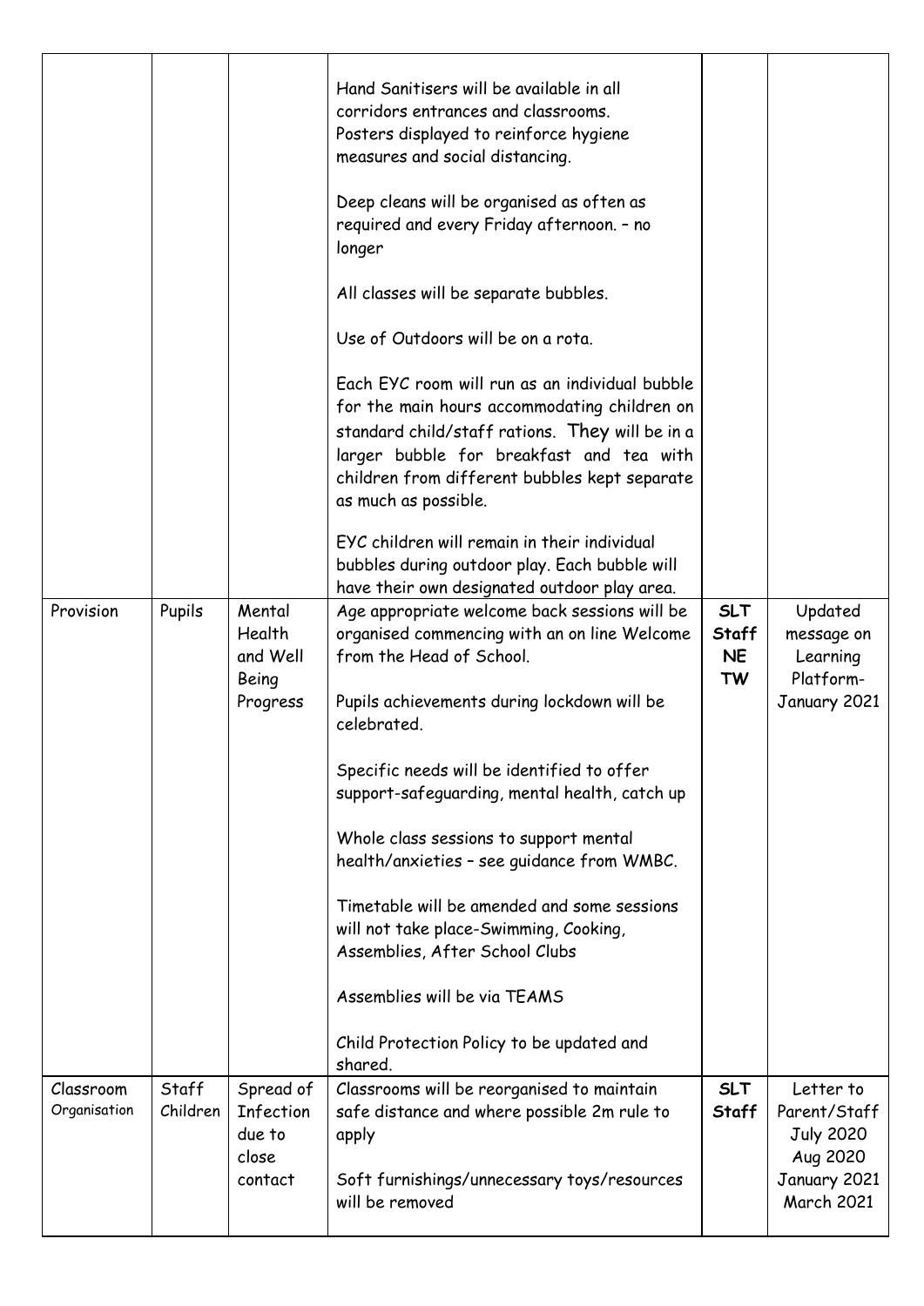| | | | | | |
|---|---|---|---|---|---|
| | | | Hand Sanitisers will be available in all corridors entrances and classrooms.<br>Posters displayed to reinforce hygiene measures and social distancing.<br><br>Deep cleans will be organised as often as required and every Friday afternoon. – no longer<br><br>All classes will be separate bubbles.<br><br>Use of Outdoors will be on a rota.<br><br>Each EYC room will run as an individual bubble for the main hours accommodating children on standard child/staff rations. They will be in a larger bubble for breakfast and tea with children from different bubbles kept separate as much as possible.<br><br>EYC children will remain in their individual bubbles during outdoor play. Each bubble will have their own designated outdoor play area. | | |
| Provision | Pupils | Mental Health and Well Being Progress | Age appropriate welcome back sessions will be organised commencing with an on line Welcome from the Head of School.<br><br>Pupils achievements during lockdown will be celebrated.<br><br>Specific needs will be identified to offer support-safeguarding, mental health, catch up<br><br>Whole class sessions to support mental health/anxieties – see guidance from WMBC.<br><br>Timetable will be amended and some sessions will not take place-Swimming, Cooking, Assemblies, After School Clubs<br><br>Assemblies will be via TEAMS<br><br>Child Protection Policy to be updated and shared. | **SLT Staff NE TW** | Updated message on Learning Platform- January 2021 |
| Classroom Organisation | Staff Children | Spread of Infection due to close contact | Classrooms will be reorganised to maintain safe distance and where possible 2m rule to apply<br><br>Soft furnishings/unnecessary toys/resources will be removed | **SLT Staff** | Letter to Parent/Staff July 2020 Aug 2020 January 2021 March 2021 |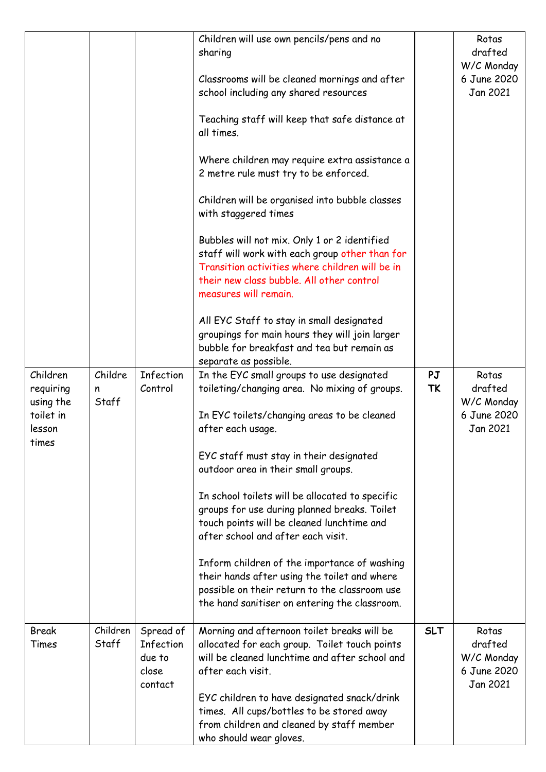| | | | | | |
|---|---|---|---|---|---|
| | | | Children will use own pencils/pens and no sharing<br><br>Classrooms will be cleaned mornings and after school including any shared resources<br><br>Teaching staff will keep that safe distance at all times.<br><br>Where children may require extra assistance a 2 metre rule must try to be enforced.<br><br>Children will be organised into bubble classes with staggered times<br><br>Bubbles will not mix. Only 1 or 2 identified staff will work with each group other than for Transition activities where children will be in their new class bubble. All other control measures will remain.<br><br>All EYC Staff to stay in small designated groupings for main hours they will join larger bubble for breakfast and tea but remain as separate as possible. | | Rotas drafted W/C Monday 6 June 2020 Jan 2021 |
| Children requiring using the toilet in lesson times | Children Staff | Infection Control | In the EYC small groups to use designated toileting/changing area. No mixing of groups.<br><br>In EYC toilets/changing areas to be cleaned after each usage.<br><br>EYC staff must stay in their designated outdoor area in their small groups.<br><br>In school toilets will be allocated to specific groups for use during planned breaks. Toilet touch points will be cleaned lunchtime and after school and after each visit.<br><br>Inform children of the importance of washing their hands after using the toilet and where possible on their return to the classroom use the hand sanitiser on entering the classroom. | **PJ TK** | Rotas drafted W/C Monday 6 June 2020 Jan 2021 |
| Break Times | Children Staff | Spread of Infection due to close contact | Morning and afternoon toilet breaks will be allocated for each group. Toilet touch points will be cleaned lunchtime and after school and after each visit.<br><br>EYC children to have designated snack/drink times. All cups/bottles to be stored away from children and cleaned by staff member who should wear gloves. | **SLT** | Rotas drafted W/C Monday 6 June 2020 Jan 2021 |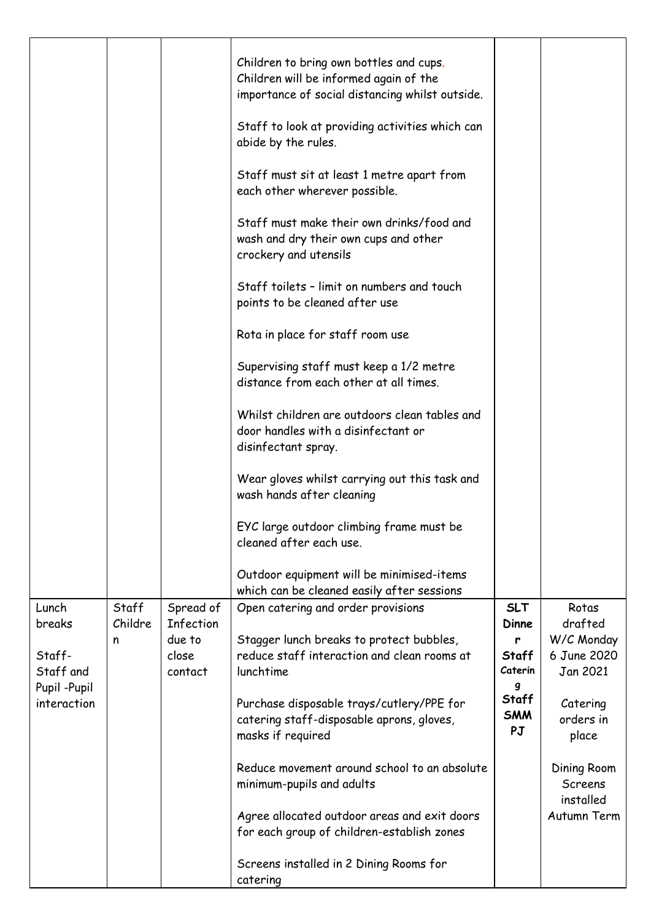| | | | | | |
|---|---|---|---|---|---|
| | | | Children to bring own bottles and cups. Children will be informed again of the importance of social distancing whilst outside.<br><br>Staff to look at providing activities which can abide by the rules.<br><br>Staff must sit at least 1 metre apart from each other wherever possible.<br><br>Staff must make their own drinks/food and wash and dry their own cups and other crockery and utensils<br><br>Staff toilets – limit on numbers and touch points to be cleaned after use<br><br>Rota in place for staff room use<br><br>Supervising staff must keep a 1/2 metre distance from each other at all times.<br><br>Whilst children are outdoors clean tables and door handles with a disinfectant or disinfectant spray.<br><br>Wear gloves whilst carrying out this task and wash hands after cleaning<br><br>EYC large outdoor climbing frame must be cleaned after each use.<br><br>Outdoor equipment will be minimised-items which can be cleaned easily after sessions | | |
| Lunch breaks<br><br>Staff-Staff and Pupil -Pupil interaction | Staff Children | Spread of Infection due to close contact | Open catering and order provisions<br><br>Stagger lunch breaks to protect bubbles, reduce staff interaction and clean rooms at lunchtime<br><br>Purchase disposable trays/cutlery/PPE for catering staff-disposable aprons, gloves, masks if required<br><br>Reduce movement around school to an absolute minimum-pupils and adults<br><br>Agree allocated outdoor areas and exit doors for each group of children-establish zones<br><br>Screens installed in 2 Dining Rooms for catering | **SLT**<br>**Dinner Staff**<br>**Catering Staff**<br>**SMM**<br>**PJ** | Rotas drafted W/C Monday 6 June 2020 Jan 2021<br><br>Catering orders in place<br><br>Dining Room Screens installed Autumn Term |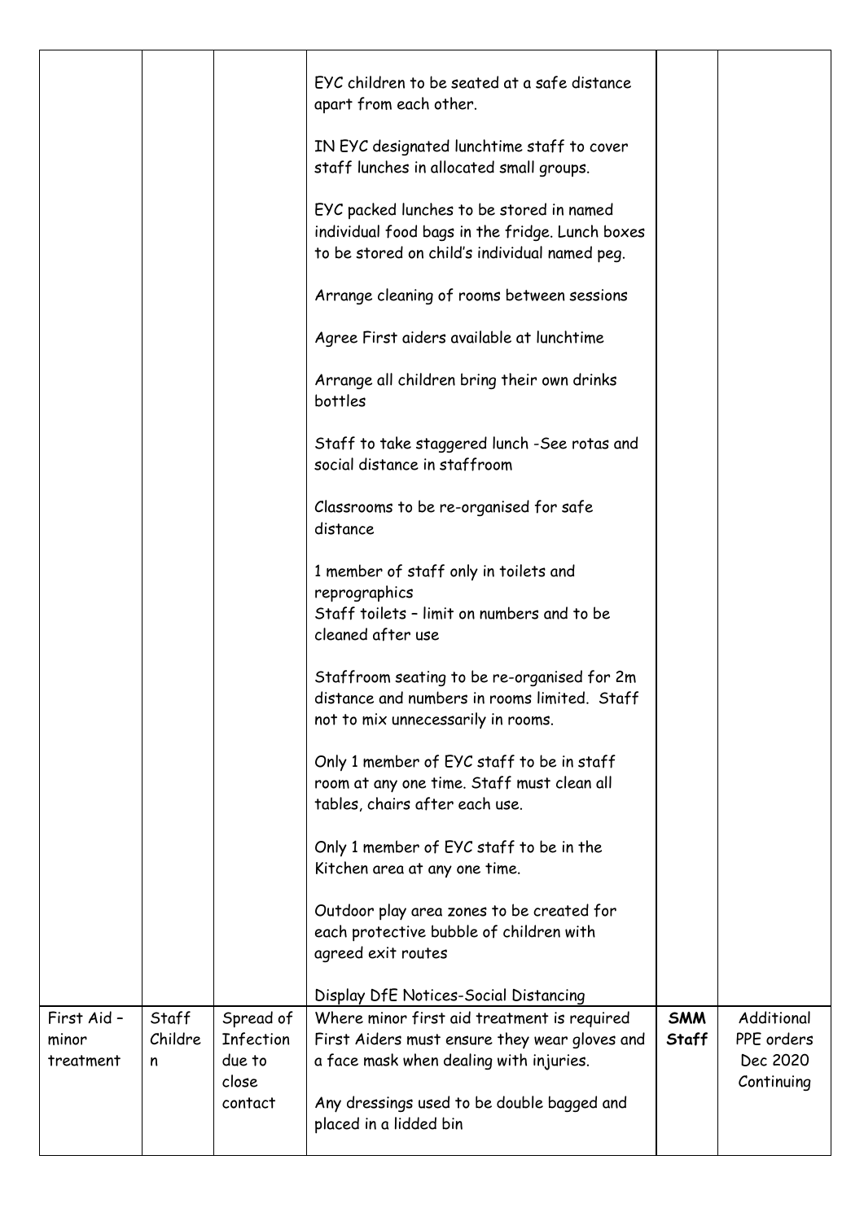| | | | | | |
|---|---|---|---|---|---|
| | | | EYC children to be seated at a safe distance apart from each other.<br><br>IN EYC designated lunchtime staff to cover staff lunches in allocated small groups.<br><br>EYC packed lunches to be stored in named individual food bags in the fridge. Lunch boxes to be stored on child's individual named peg.<br><br>Arrange cleaning of rooms between sessions<br><br>Agree First aiders available at lunchtime<br><br>Arrange all children bring their own drinks bottles<br><br>Staff to take staggered lunch -See rotas and social distance in staffroom<br><br>Classrooms to be re-organised for safe distance<br><br>1 member of staff only in toilets and reprographics<br>Staff toilets – limit on numbers and to be cleaned after use<br><br>Staffroom seating to be re-organised for 2m distance and numbers in rooms limited. Staff not to mix unnecessarily in rooms.<br><br>Only 1 member of EYC staff to be in staff room at any one time. Staff must clean all tables, chairs after each use.<br><br>Only 1 member of EYC staff to be in the Kitchen area at any one time.<br><br>Outdoor play area zones to be created for each protective bubble of children with agreed exit routes<br><br>Display DfE Notices-Social Distancing | | |
| First Aid – minor treatment | Staff Children | Spread of Infection due to close contact | Where minor first aid treatment is required First Aiders must ensure they wear gloves and a face mask when dealing with injuries.<br><br>Any dressings used to be double bagged and placed in a lidded bin | **SMM Staff** | Additional PPE orders Dec 2020 Continuing |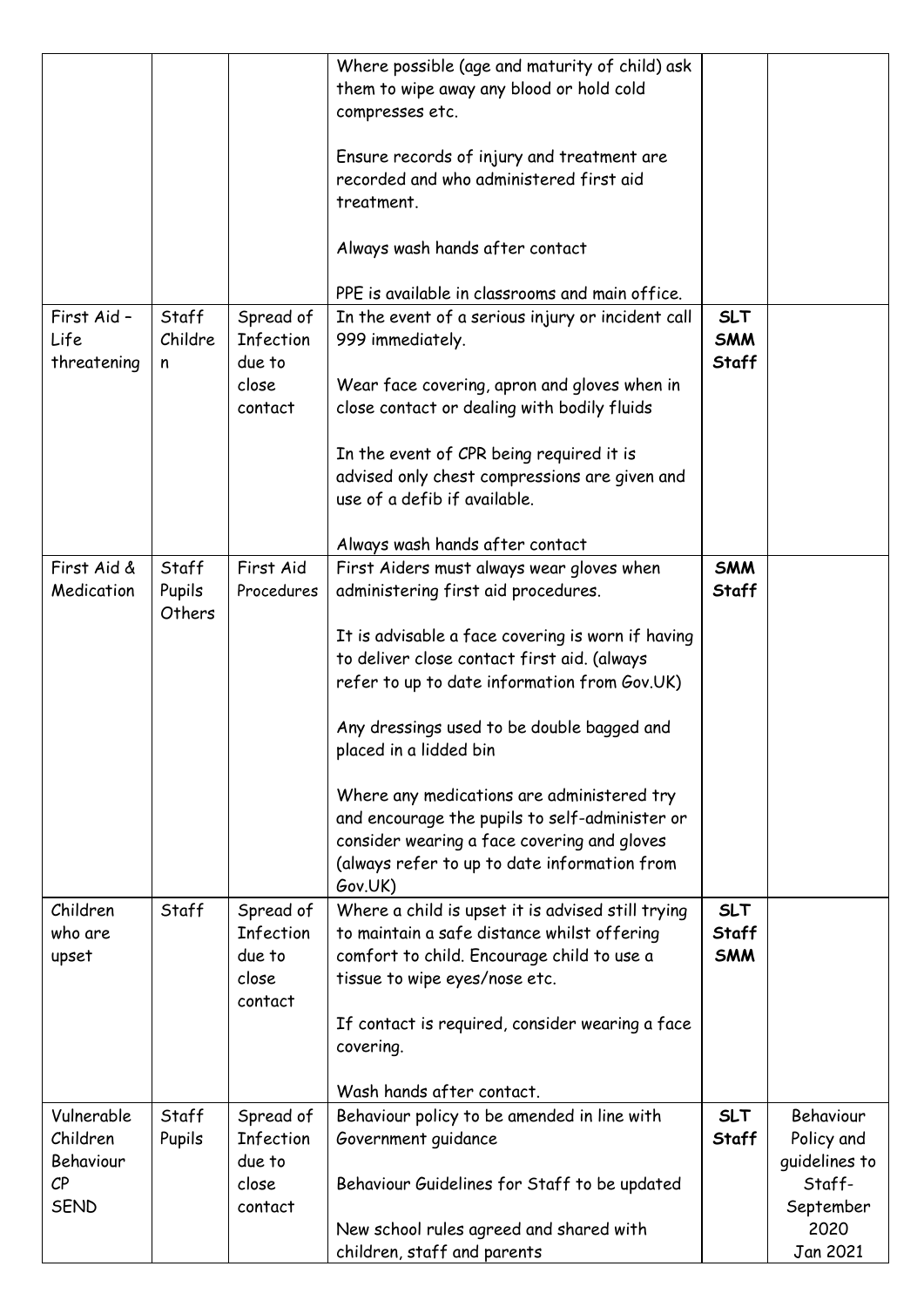| | | | | | |
|---|---|---|---|---|---|
| | | | Where possible (age and maturity of child) ask them to wipe away any blood or hold cold compresses etc.<br><br>Ensure records of injury and treatment are recorded and who administered first aid treatment.<br><br>Always wash hands after contact<br><br>PPE is available in classrooms and main office. | | |
| First Aid – Life threatening | Staff Children | Spread of Infection due to close contact | In the event of a serious injury or incident call 999 immediately.<br><br>Wear face covering, apron and gloves when in close contact or dealing with bodily fluids<br><br>In the event of CPR being required it is advised only chest compressions are given and use of a defib if available.<br><br>Always wash hands after contact | **SLT SMM Staff** | |
| First Aid & Medication | Staff Pupils Others | First Aid Procedures | First Aiders must always wear gloves when administering first aid procedures.<br><br>It is advisable a face covering is worn if having to deliver close contact first aid. (always refer to up to date information from Gov.UK)<br><br>Any dressings used to be double bagged and placed in a lidded bin<br><br>Where any medications are administered try and encourage the pupils to self-administer or consider wearing a face covering and gloves (always refer to up to date information from Gov.UK) | **SMM Staff** | |
| Children who are upset | Staff | Spread of Infection due to close contact | Where a child is upset it is advised still trying to maintain a safe distance whilst offering comfort to child. Encourage child to use a tissue to wipe eyes/nose etc.<br><br>If contact is required, consider wearing a face covering.<br><br>Wash hands after contact. | **SLT Staff SMM** | |
| Vulnerable Children Behaviour CP SEND | Staff Pupils | Spread of Infection due to close contact | Behaviour policy to be amended in line with Government guidance<br><br>Behaviour Guidelines for Staff to be updated<br><br>New school rules agreed and shared with children, staff and parents | **SLT Staff** | Behaviour Policy and guidelines to Staff-September 2020 Jan 2021 |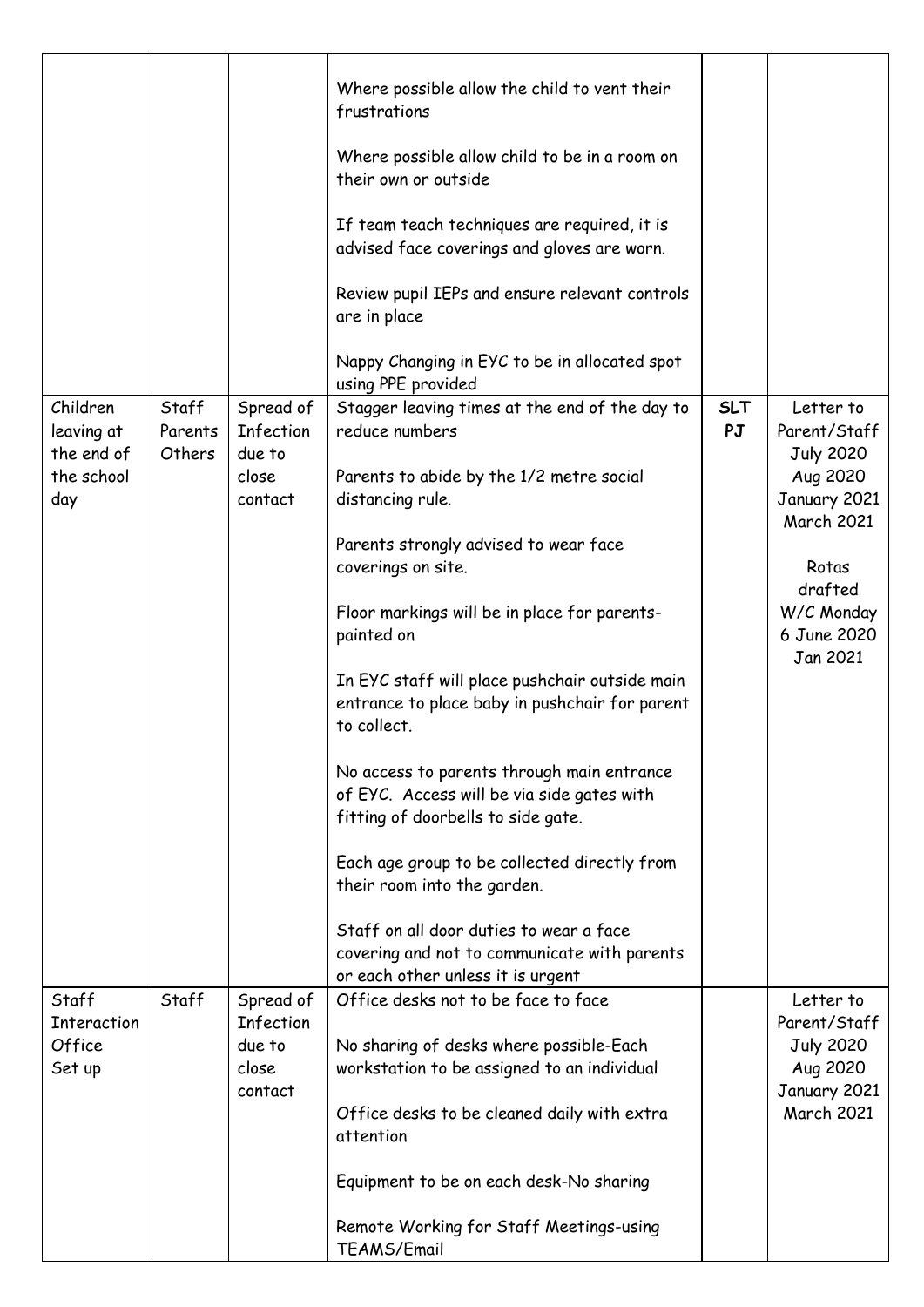| | | | | | |
|---|---|---|---|---|---|
| | | | Where possible allow the child to vent their frustrations<br><br>Where possible allow child to be in a room on their own or outside<br><br>If team teach techniques are required, it is advised face coverings and gloves are worn.<br><br>Review pupil IEPs and ensure relevant controls are in place<br><br>Nappy Changing in EYC to be in allocated spot using PPE provided | | |
| Children leaving at the end of the school day | Staff Parents Others | Spread of Infection due to close contact | Stagger leaving times at the end of the day to reduce numbers<br><br>Parents to abide by the 1/2 metre social distancing rule.<br><br>Parents strongly advised to wear face coverings on site.<br><br>Floor markings will be in place for parents-painted on<br><br>In EYC staff will place pushchair outside main entrance to place baby in pushchair for parent to collect.<br><br>No access to parents through main entrance of EYC. Access will be via side gates with fitting of doorbells to side gate.<br><br>Each age group to be collected directly from their room into the garden.<br><br>Staff on all door duties to wear a face covering and not to communicate with parents or each other unless it is urgent | **SLT PJ** | Letter to Parent/Staff July 2020 Aug 2020 January 2021 March 2021<br><br>Rotas drafted W/C Monday 6 June 2020 Jan 2021 |
| Staff Interaction Office Set up | Staff | Spread of Infection due to close contact | Office desks not to be face to face<br><br>No sharing of desks where possible-Each workstation to be assigned to an individual<br><br>Office desks to be cleaned daily with extra attention<br><br>Equipment to be on each desk-No sharing<br><br>Remote Working for Staff Meetings-using TEAMS/Email | | Letter to Parent/Staff July 2020 Aug 2020 January 2021 March 2021 |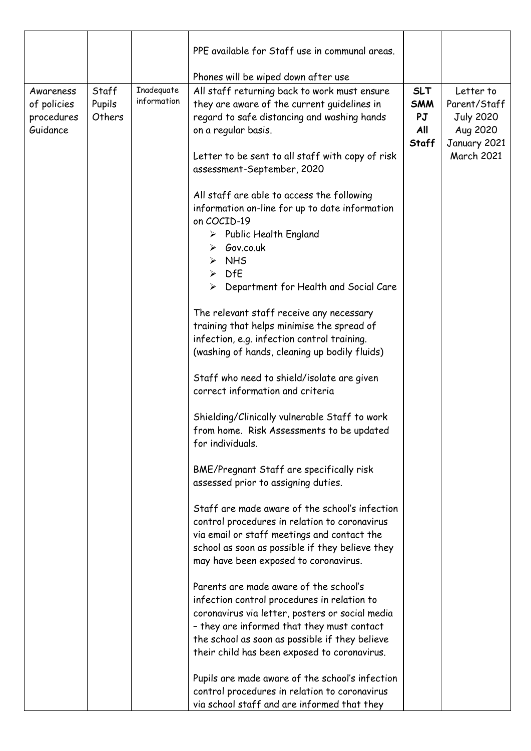| | | | | | |
|---|---|---|---|---|---|
| | | | PPE available for Staff use in communal areas.<br><br>Phones will be wiped down after use | | |
| Awareness of policies procedures Guidance | Staff Pupils Others | Inadequate information | All staff returning back to work must ensure they are aware of the current guidelines in regard to safe distancing and washing hands on a regular basis.<br><br>Letter to be sent to all staff with copy of risk assessment-September, 2020<br><br>All staff are able to access the following information on-line for up to date information on COCID-19<br>➢ Public Health England<br>➢ Gov.co.uk<br>➢ NHS<br>➢ DfE<br>➢ Department for Health and Social Care<br><br>The relevant staff receive any necessary training that helps minimise the spread of infection, e.g. infection control training. (washing of hands, cleaning up bodily fluids)<br><br>Staff who need to shield/isolate are given correct information and criteria<br><br>Shielding/Clinically vulnerable Staff to work from home. Risk Assessments to be updated for individuals.<br><br>BME/Pregnant Staff are specifically risk assessed prior to assigning duties.<br><br>Staff are made aware of the school's infection control procedures in relation to coronavirus via email or staff meetings and contact the school as soon as possible if they believe they may have been exposed to coronavirus.<br><br>Parents are made aware of the school's infection control procedures in relation to coronavirus via letter, posters or social media – they are informed that they must contact the school as soon as possible if they believe their child has been exposed to coronavirus.<br><br>Pupils are made aware of the school's infection control procedures in relation to coronavirus via school staff and are informed that they | **SLT**<br>**SMM**<br>**PJ**<br>**All Staff** | Letter to Parent/Staff<br>July 2020<br>Aug 2020<br>January 2021<br>March 2021 |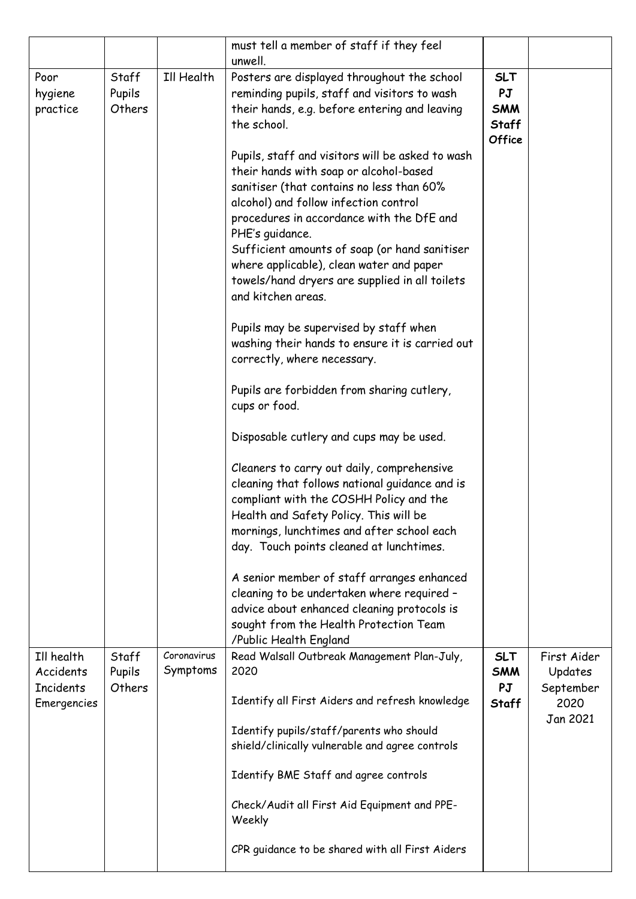| | | | | | |
|---|---|---|---|---|---|
| | | | must tell a member of staff if they feel unwell. | | |
| Poor hygiene practice | Staff Pupils Others | Ill Health | Posters are displayed throughout the school reminding pupils, staff and visitors to wash their hands, e.g. before entering and leaving the school.<br><br>Pupils, staff and visitors will be asked to wash their hands with soap or alcohol-based sanitiser (that contains no less than 60% alcohol) and follow infection control procedures in accordance with the DfE and PHE's guidance.<br>Sufficient amounts of soap (or hand sanitiser where applicable), clean water and paper towels/hand dryers are supplied in all toilets and kitchen areas.<br><br>Pupils may be supervised by staff when washing their hands to ensure it is carried out correctly, where necessary.<br><br>Pupils are forbidden from sharing cutlery, cups or food.<br><br>Disposable cutlery and cups may be used.<br><br>Cleaners to carry out daily, comprehensive cleaning that follows national guidance and is compliant with the COSHH Policy and the Health and Safety Policy. This will be mornings, lunchtimes and after school each day. Touch points cleaned at lunchtimes.<br><br>A senior member of staff arranges enhanced cleaning to be undertaken where required – advice about enhanced cleaning protocols is sought from the Health Protection Team /Public Health England | **SLT PJ SMM Staff Office** | |
| Ill health Accidents Incidents Emergencies | Staff Pupils Others | Coronavirus Symptoms | Read Walsall Outbreak Management Plan-July, 2020<br><br>Identify all First Aiders and refresh knowledge<br><br>Identify pupils/staff/parents who should shield/clinically vulnerable and agree controls<br><br>Identify BME Staff and agree controls<br><br>Check/Audit all First Aid Equipment and PPE-Weekly<br><br>CPR guidance to be shared with all First Aiders | **SLT SMM PJ Staff** | First Aider Updates September 2020 Jan 2021 |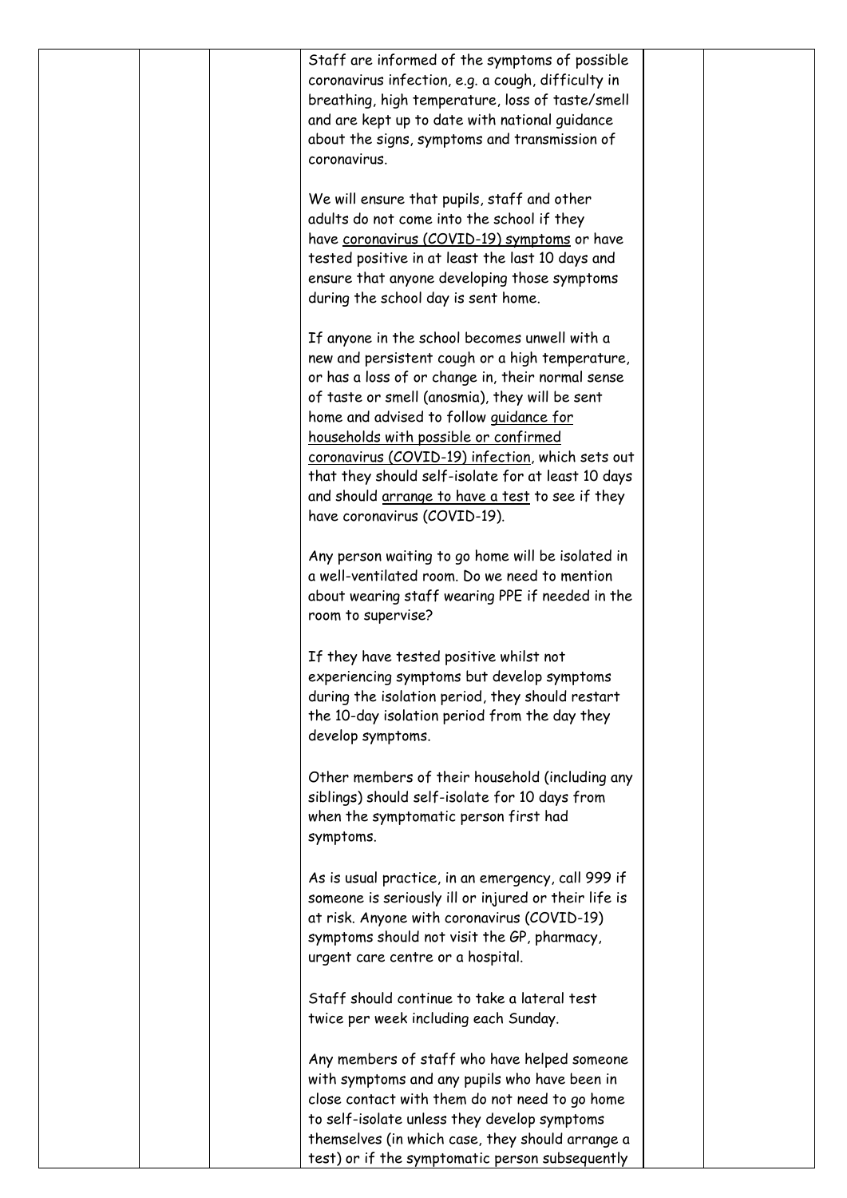| | | | | | |
|---|---|---|---|---|---|
| | | | Staff are informed of the symptoms of possible coronavirus infection, e.g. a cough, difficulty in breathing, high temperature, loss of taste/smell and are kept up to date with national guidance about the signs, symptoms and transmission of coronavirus.<br><br>We will ensure that pupils, staff and other adults do not come into the school if they have coronavirus (COVID-19) symptoms or have tested positive in at least the last 10 days and ensure that anyone developing those symptoms during the school day is sent home.<br><br>If anyone in the school becomes unwell with a new and persistent cough or a high temperature, or has a loss of or change in, their normal sense of taste or smell (anosmia), they will be sent home and advised to follow guidance for households with possible or confirmed coronavirus (COVID-19) infection, which sets out that they should self-isolate for at least 10 days and should arrange to have a test to see if they have coronavirus (COVID-19).<br><br>Any person waiting to go home will be isolated in a well-ventilated room. Do we need to mention about wearing staff wearing PPE if needed in the room to supervise?<br><br>If they have tested positive whilst not experiencing symptoms but develop symptoms during the isolation period, they should restart the 10-day isolation period from the day they develop symptoms.<br><br>Other members of their household (including any siblings) should self-isolate for 10 days from when the symptomatic person first had symptoms.<br><br>As is usual practice, in an emergency, call 999 if someone is seriously ill or injured or their life is at risk. Anyone with coronavirus (COVID-19) symptoms should not visit the GP, pharmacy, urgent care centre or a hospital.<br><br>Staff should continue to take a lateral test twice per week including each Sunday.<br><br>Any members of staff who have helped someone with symptoms and any pupils who have been in close contact with them do not need to go home to self-isolate unless they develop symptoms themselves (in which case, they should arrange a test) or if the symptomatic person subsequently | | |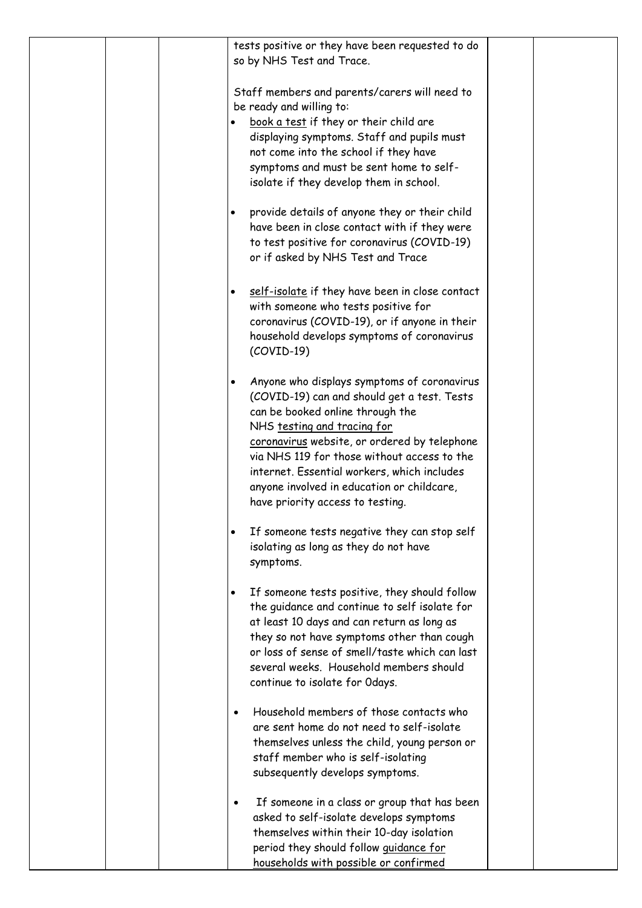| | | | | | |
|---|---|---|---|---|---|
| | | | tests positive or they have been requested to do so by NHS Test and Trace.<br><br>Staff members and parents/carers will need to be ready and willing to:<br>• book a test if they or their child are displaying symptoms. Staff and pupils must not come into the school if they have symptoms and must be sent home to self-isolate if they develop them in school.<br><br>• provide details of anyone they or their child have been in close contact with if they were to test positive for coronavirus (COVID-19) or if asked by NHS Test and Trace<br><br>• self-isolate if they have been in close contact with someone who tests positive for coronavirus (COVID-19), or if anyone in their household develops symptoms of coronavirus (COVID-19)<br><br>• Anyone who displays symptoms of coronavirus (COVID-19) can and should get a test. Tests can be booked online through the NHS testing and tracing for coronavirus website, or ordered by telephone via NHS 119 for those without access to the internet. Essential workers, which includes anyone involved in education or childcare, have priority access to testing.<br><br>• If someone tests negative they can stop self isolating as long as they do not have symptoms.<br><br>• If someone tests positive, they should follow the guidance and continue to self isolate for at least 10 days and can return as long as they so not have symptoms other than cough or loss of sense of smell/taste which can last several weeks. Household members should continue to isolate for 0days.<br><br>• Household members of those contacts who are sent home do not need to self-isolate themselves unless the child, young person or staff member who is self-isolating subsequently develops symptoms.<br><br>• If someone in a class or group that has been asked to self-isolate develops symptoms themselves within their 10-day isolation period they should follow guidance for households with possible or confirmed | | |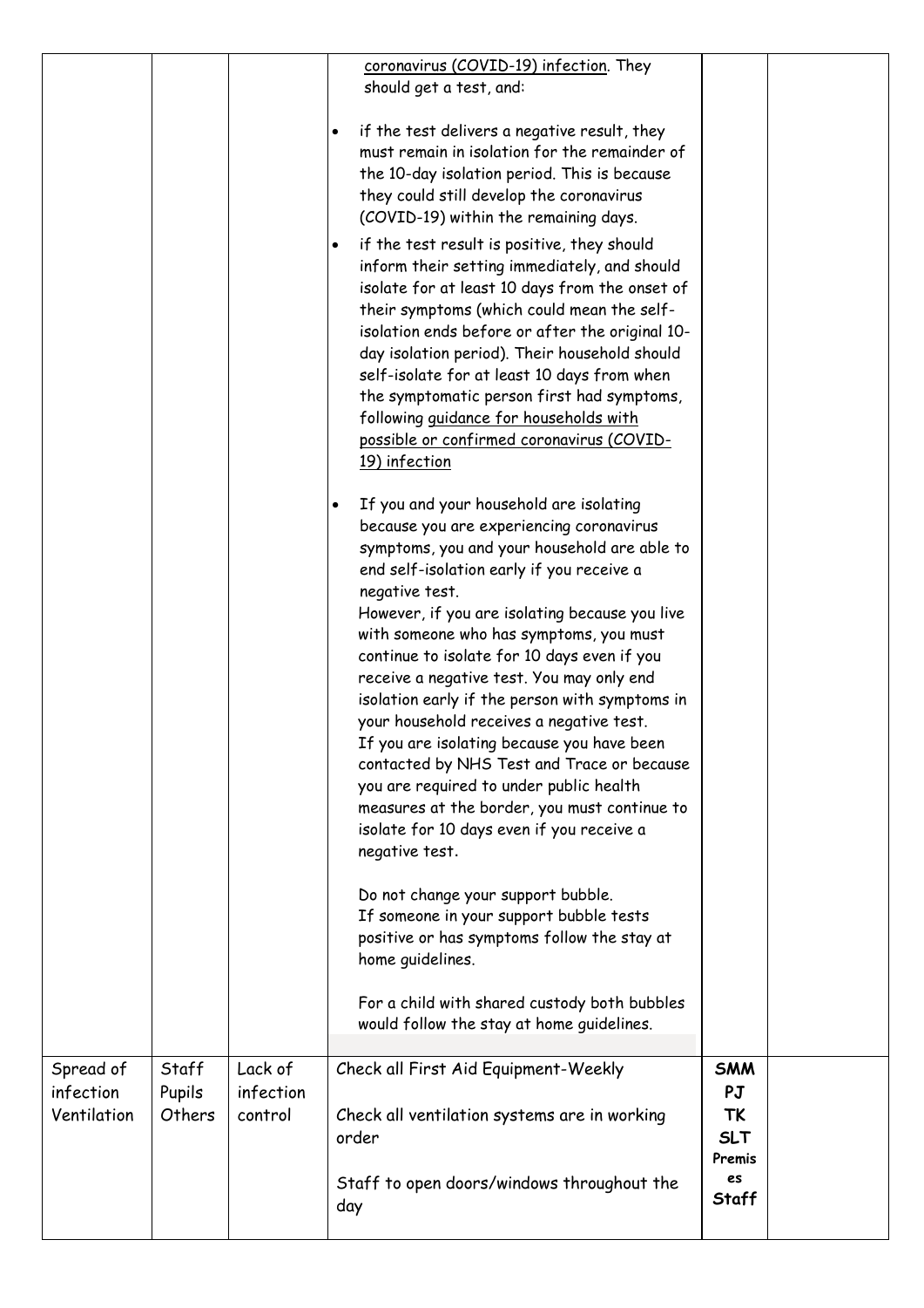| | | | | | |
|---|---|---|---|---|---|
| | | | coronavirus (COVID-19) infection. They should get a test, and:<br><br>• if the test delivers a negative result, they must remain in isolation for the remainder of the 10-day isolation period. This is because they could still develop the coronavirus (COVID-19) within the remaining days.<br>• if the test result is positive, they should inform their setting immediately, and should isolate for at least 10 days from the onset of their symptoms (which could mean the self-isolation ends before or after the original 10-day isolation period). Their household should self-isolate for at least 10 days from when the symptomatic person first had symptoms, following guidance for households with possible or confirmed coronavirus (COVID-19) infection<br><br>• If you and your household are isolating because you are experiencing coronavirus symptoms, you and your household are able to end self-isolation early if you receive a negative test.<br>However, if you are isolating because you live with someone who has symptoms, you must continue to isolate for 10 days even if you receive a negative test. You may only end isolation early if the person with symptoms in your household receives a negative test.<br>If you are isolating because you have been contacted by NHS Test and Trace or because you are required to under public health measures at the border, you must continue to isolate for 10 days even if you receive a negative test.<br><br>Do not change your support bubble.<br>If someone in your support bubble tests positive or has symptoms follow the stay at home guidelines.<br><br>For a child with shared custody both bubbles would follow the stay at home guidelines. | | |
| Spread of infection Ventilation | Staff Pupils Others | Lack of infection control | Check all First Aid Equipment-Weekly<br><br>Check all ventilation systems are in working order<br><br>Staff to open doors/windows throughout the day | **SMM PJ TK SLT Premises Staff** | |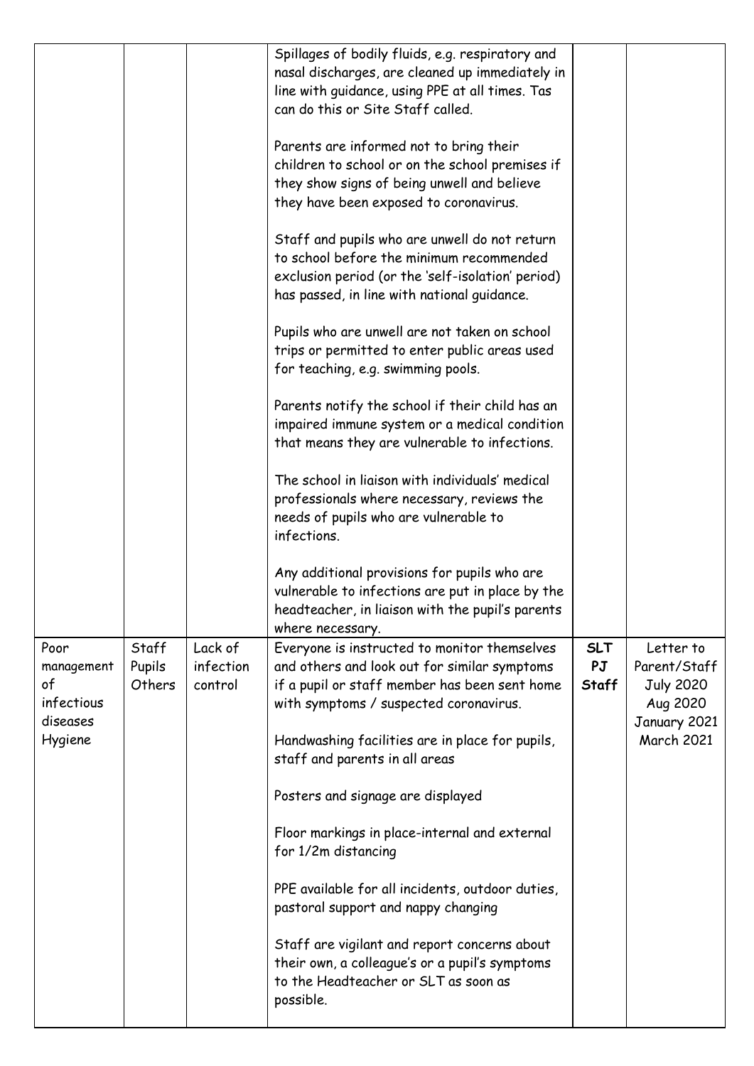| | | | | | |
|---|---|---|---|---|---|
| | | | Spillages of bodily fluids, e.g. respiratory and nasal discharges, are cleaned up immediately in line with guidance, using PPE at all times. Tas can do this or Site Staff called.<br><br>Parents are informed not to bring their children to school or on the school premises if they show signs of being unwell and believe they have been exposed to coronavirus.<br><br>Staff and pupils who are unwell do not return to school before the minimum recommended exclusion period (or the 'self-isolation' period) has passed, in line with national guidance.<br><br>Pupils who are unwell are not taken on school trips or permitted to enter public areas used for teaching, e.g. swimming pools.<br><br>Parents notify the school if their child has an impaired immune system or a medical condition that means they are vulnerable to infections.<br><br>The school in liaison with individuals' medical professionals where necessary, reviews the needs of pupils who are vulnerable to infections.<br><br>Any additional provisions for pupils who are vulnerable to infections are put in place by the headteacher, in liaison with the pupil's parents where necessary. | | |
| Poor management of infectious diseases Hygiene | Staff Pupils Others | Lack of infection control | Everyone is instructed to monitor themselves and others and look out for similar symptoms if a pupil or staff member has been sent home with symptoms / suspected coronavirus.<br><br>Handwashing facilities are in place for pupils, staff and parents in all areas<br><br>Posters and signage are displayed<br><br>Floor markings in place-internal and external for 1/2m distancing<br><br>PPE available for all incidents, outdoor duties, pastoral support and nappy changing<br><br>Staff are vigilant and report concerns about their own, a colleague's or a pupil's symptoms to the Headteacher or SLT as soon as possible. | **SLT PJ Staff** | Letter to Parent/Staff July 2020 Aug 2020 January 2021 March 2021 |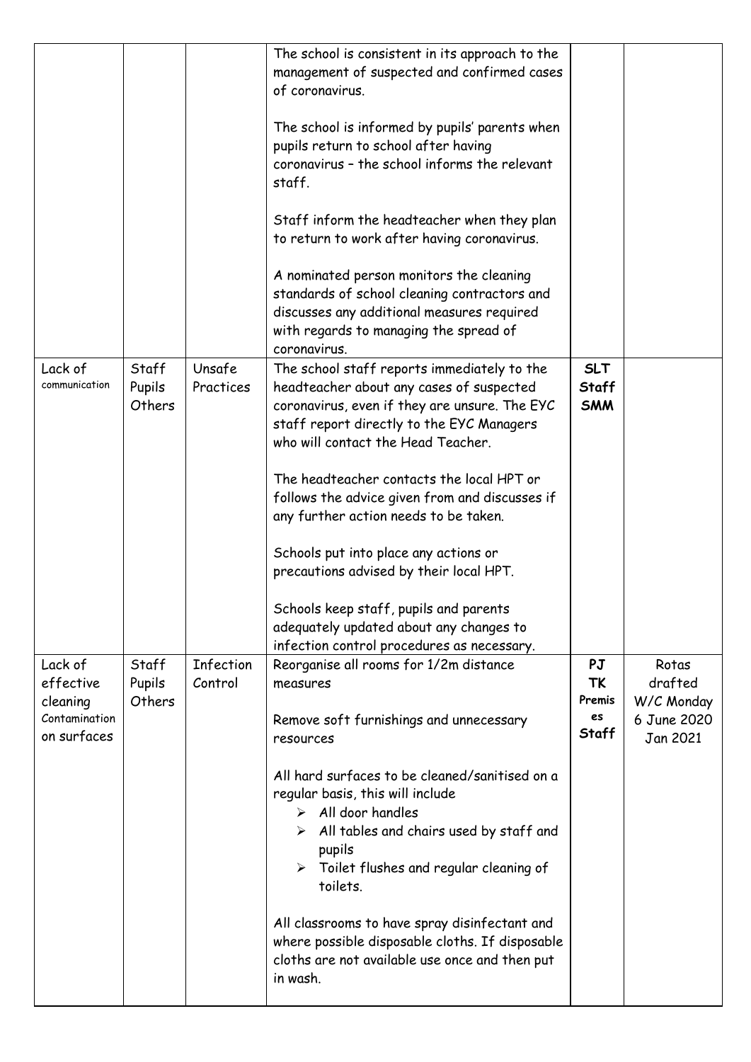| | | | | | |
|---|---|---|---|---|---|
| | | | The school is consistent in its approach to the management of suspected and confirmed cases of coronavirus.<br><br>The school is informed by pupils' parents when pupils return to school after having coronavirus – the school informs the relevant staff.<br><br>Staff inform the headteacher when they plan to return to work after having coronavirus.<br><br>A nominated person monitors the cleaning standards of school cleaning contractors and discusses any additional measures required with regards to managing the spread of coronavirus. | | |
| Lack of communication | Staff<br>Pupils<br>Others | Unsafe Practices | The school staff reports immediately to the headteacher about any cases of suspected coronavirus, even if they are unsure. The EYC staff report directly to the EYC Managers who will contact the Head Teacher.<br><br>The headteacher contacts the local HPT or follows the advice given from and discusses if any further action needs to be taken.<br><br>Schools put into place any actions or precautions advised by their local HPT.<br><br>Schools keep staff, pupils and parents adequately updated about any changes to infection control procedures as necessary. | **SLT**<br>**Staff**<br>**SMM** | |
| Lack of effective cleaning<br>Contamination on surfaces | Staff<br>Pupils<br>Others | Infection Control | Reorganise all rooms for 1/2m distance measures<br><br>Remove soft furnishings and unnecessary resources<br><br>All hard surfaces to be cleaned/sanitised on a regular basis, this will include<br>➢ All door handles<br>➢ All tables and chairs used by staff and pupils<br>➢ Toilet flushes and regular cleaning of toilets.<br><br>All classrooms to have spray disinfectant and where possible disposable cloths. If disposable cloths are not available use once and then put in wash. | **PJ**<br>**TK**<br>**Premises**<br>**Staff** | Rotas drafted W/C Monday 6 June 2020<br>Jan 2021 |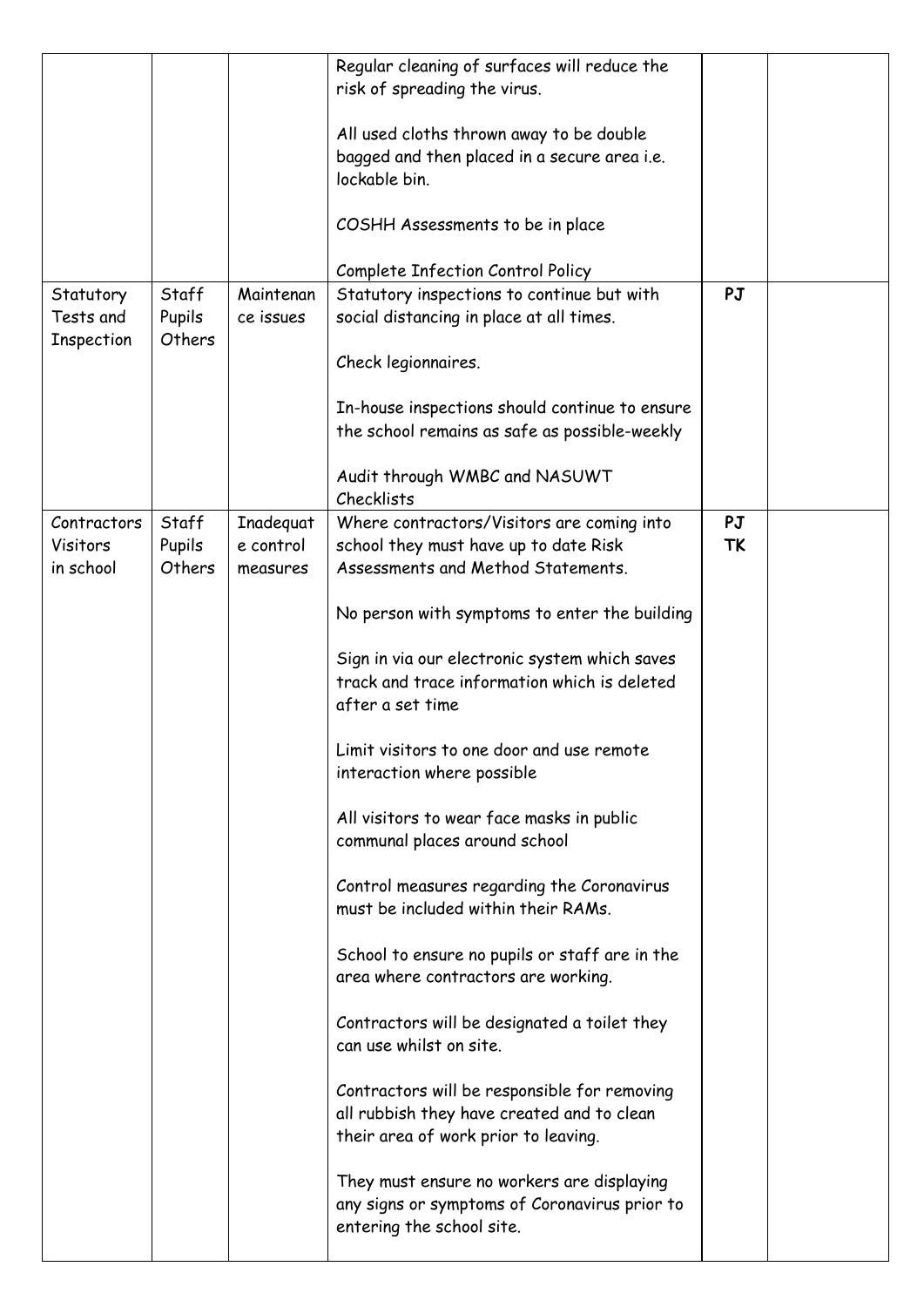| | | | | | |
|---|---|---|---|---|---|
| | | | Regular cleaning of surfaces will reduce the risk of spreading the virus.<br><br>All used cloths thrown away to be double bagged and then placed in a secure area i.e. lockable bin.<br><br>COSHH Assessments to be in place<br><br>Complete Infection Control Policy | | |
| Statutory Tests and Inspection | Staff Pupils Others | Maintenance issues | Statutory inspections to continue but with social distancing in place at all times.<br><br>Check legionnaires.<br><br>In-house inspections should continue to ensure the school remains as safe as possible-weekly<br><br>Audit through WMBC and NASUWT Checklists | **PJ** | |
| Contractors Visitors in school | Staff Pupils Others | Inadequate control measures | Where contractors/Visitors are coming into school they must have up to date Risk Assessments and Method Statements.<br><br>No person with symptoms to enter the building<br><br>Sign in via our electronic system which saves track and trace information which is deleted after a set time<br><br>Limit visitors to one door and use remote interaction where possible<br><br>All visitors to wear face masks in public communal places around school<br><br>Control measures regarding the Coronavirus must be included within their RAMs.<br><br>School to ensure no pupils or staff are in the area where contractors are working.<br><br>Contractors will be designated a toilet they can use whilst on site.<br><br>Contractors will be responsible for removing all rubbish they have created and to clean their area of work prior to leaving.<br><br>They must ensure no workers are displaying any signs or symptoms of Coronavirus prior to entering the school site. | **PJ TK** | |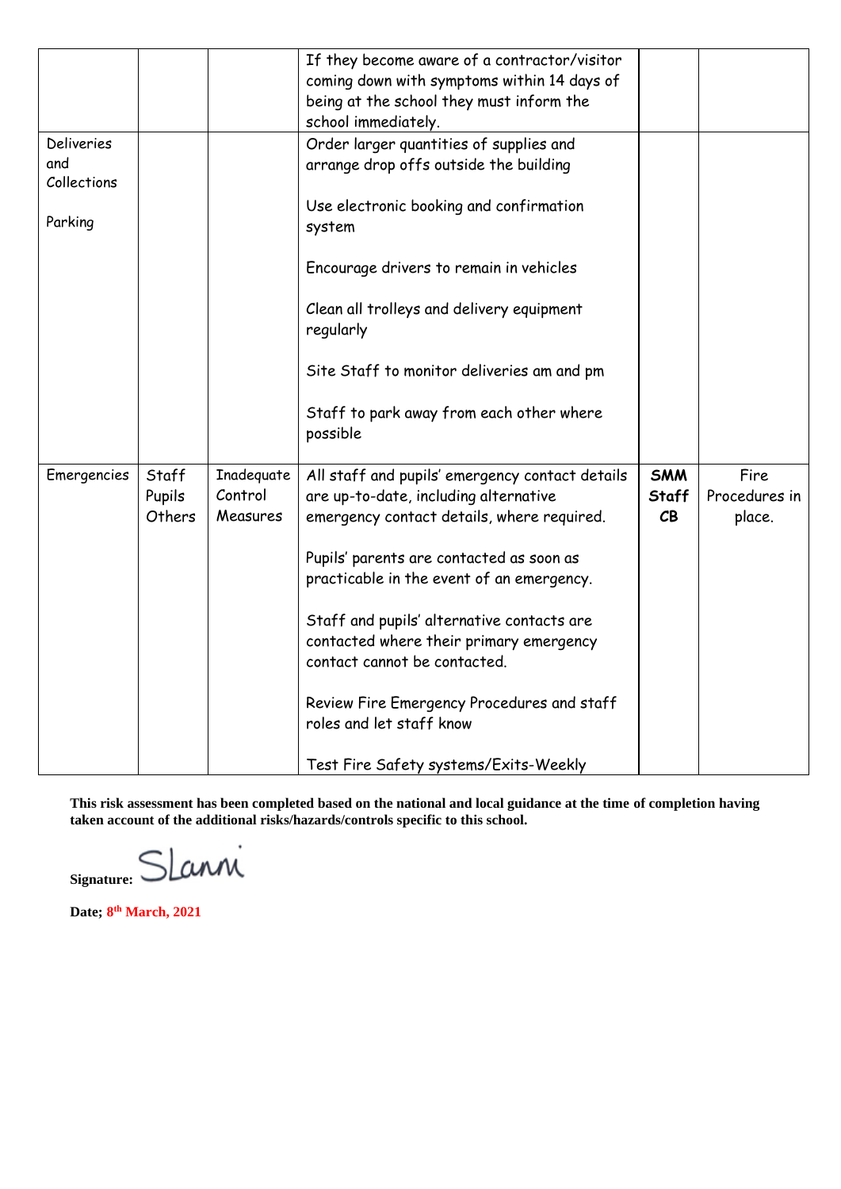| | | | | | |
|---|---|---|---|---|---|
| | | | If they become aware of a contractor/visitor coming down with symptoms within 14 days of being at the school they must inform the school immediately. | | |
| Deliveries and Collections<br><br>Parking | | | Order larger quantities of supplies and arrange drop offs outside the building<br><br>Use electronic booking and confirmation system<br><br>Encourage drivers to remain in vehicles<br><br>Clean all trolleys and delivery equipment regularly<br><br>Site Staff to monitor deliveries am and pm<br><br>Staff to park away from each other where possible | | |
| Emergencies | Staff<br>Pupils<br>Others | Inadequate Control Measures | All staff and pupils' emergency contact details are up-to-date, including alternative emergency contact details, where required.<br><br>Pupils' parents are contacted as soon as practicable in the event of an emergency.<br><br>Staff and pupils' alternative contacts are contacted where their primary emergency contact cannot be contacted.<br><br>Review Fire Emergency Procedures and staff roles and let staff know<br><br>Test Fire Safety systems/Exits-Weekly | **SMM**<br>**Staff**<br>**CB** | Fire Procedures in place. |

**This risk assessment has been completed based on the national and local guidance at the time of completion having taken account of the additional risks/hazards/controls specific to this school.**

**Signature:** SLanni

**Date; 8th March, 2021**